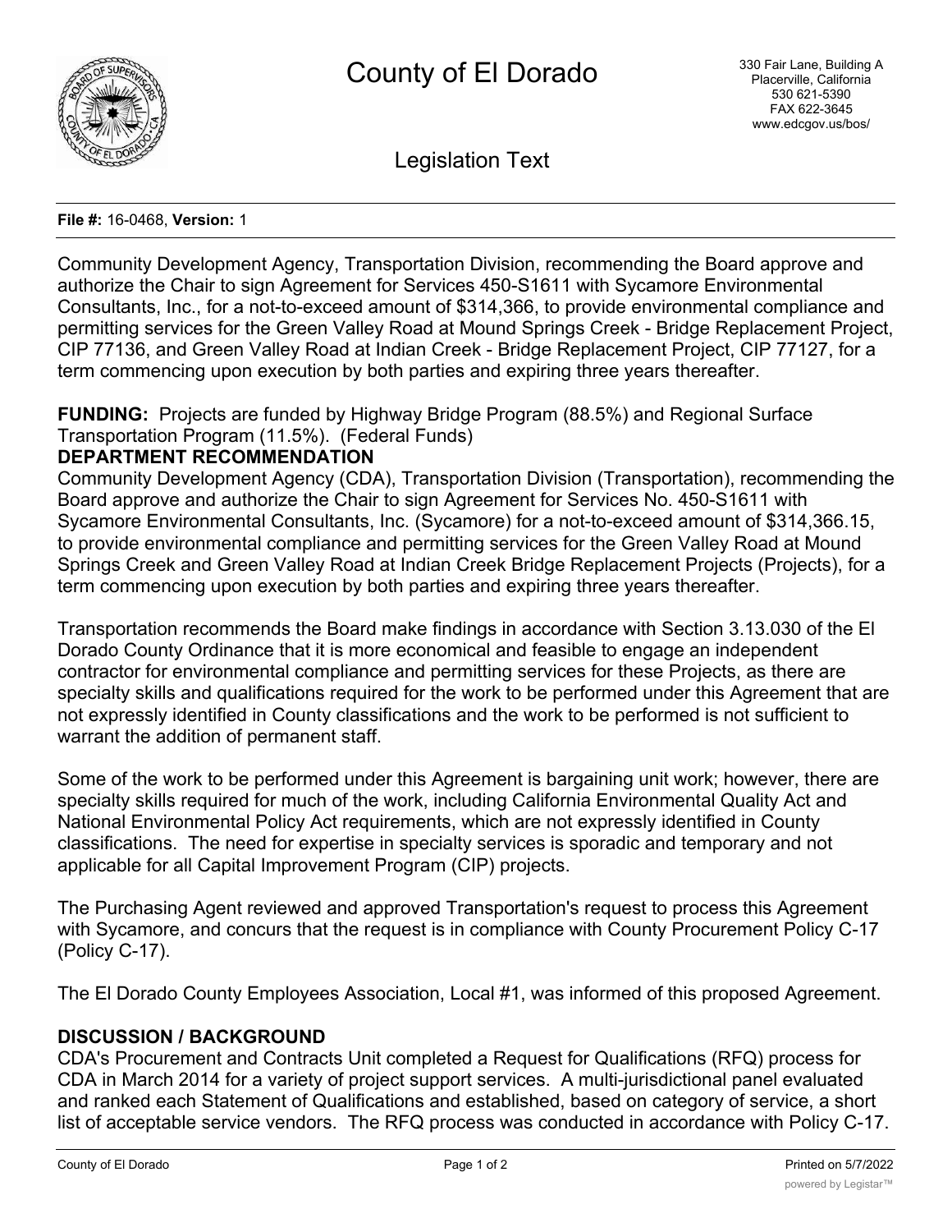# County of El Dorado

330 Fair Lane, Building A
Placerville, California
530 621-5390
FAX 622-3645
www.edcgov.us/bos/

## Legislation Text

**File #:** 16-0468, **Version:** 1

Community Development Agency, Transportation Division, recommending the Board approve and authorize the Chair to sign Agreement for Services 450-S1611 with Sycamore Environmental Consultants, Inc., for a not-to-exceed amount of $314,366, to provide environmental compliance and permitting services for the Green Valley Road at Mound Springs Creek - Bridge Replacement Project, CIP 77136, and Green Valley Road at Indian Creek - Bridge Replacement Project, CIP 77127, for a term commencing upon execution by both parties and expiring three years thereafter.

**FUNDING:** Projects are funded by Highway Bridge Program (88.5%) and Regional Surface Transportation Program (11.5%). (Federal Funds)

**DEPARTMENT RECOMMENDATION**

Community Development Agency (CDA), Transportation Division (Transportation), recommending the Board approve and authorize the Chair to sign Agreement for Services No. 450-S1611 with Sycamore Environmental Consultants, Inc. (Sycamore) for a not-to-exceed amount of $314,366.15, to provide environmental compliance and permitting services for the Green Valley Road at Mound Springs Creek and Green Valley Road at Indian Creek Bridge Replacement Projects (Projects), for a term commencing upon execution by both parties and expiring three years thereafter.

Transportation recommends the Board make findings in accordance with Section 3.13.030 of the El Dorado County Ordinance that it is more economical and feasible to engage an independent contractor for environmental compliance and permitting services for these Projects, as there are specialty skills and qualifications required for the work to be performed under this Agreement that are not expressly identified in County classifications and the work to be performed is not sufficient to warrant the addition of permanent staff.

Some of the work to be performed under this Agreement is bargaining unit work; however, there are specialty skills required for much of the work, including California Environmental Quality Act and National Environmental Policy Act requirements, which are not expressly identified in County classifications. The need for expertise in specialty services is sporadic and temporary and not applicable for all Capital Improvement Program (CIP) projects.

The Purchasing Agent reviewed and approved Transportation's request to process this Agreement with Sycamore, and concurs that the request is in compliance with County Procurement Policy C-17 (Policy C-17).

The El Dorado County Employees Association, Local #1, was informed of this proposed Agreement.

**DISCUSSION / BACKGROUND**

CDA's Procurement and Contracts Unit completed a Request for Qualifications (RFQ) process for CDA in March 2014 for a variety of project support services. A multi-jurisdictional panel evaluated and ranked each Statement of Qualifications and established, based on category of service, a short list of acceptable service vendors. The RFQ process was conducted in accordance with Policy C-17.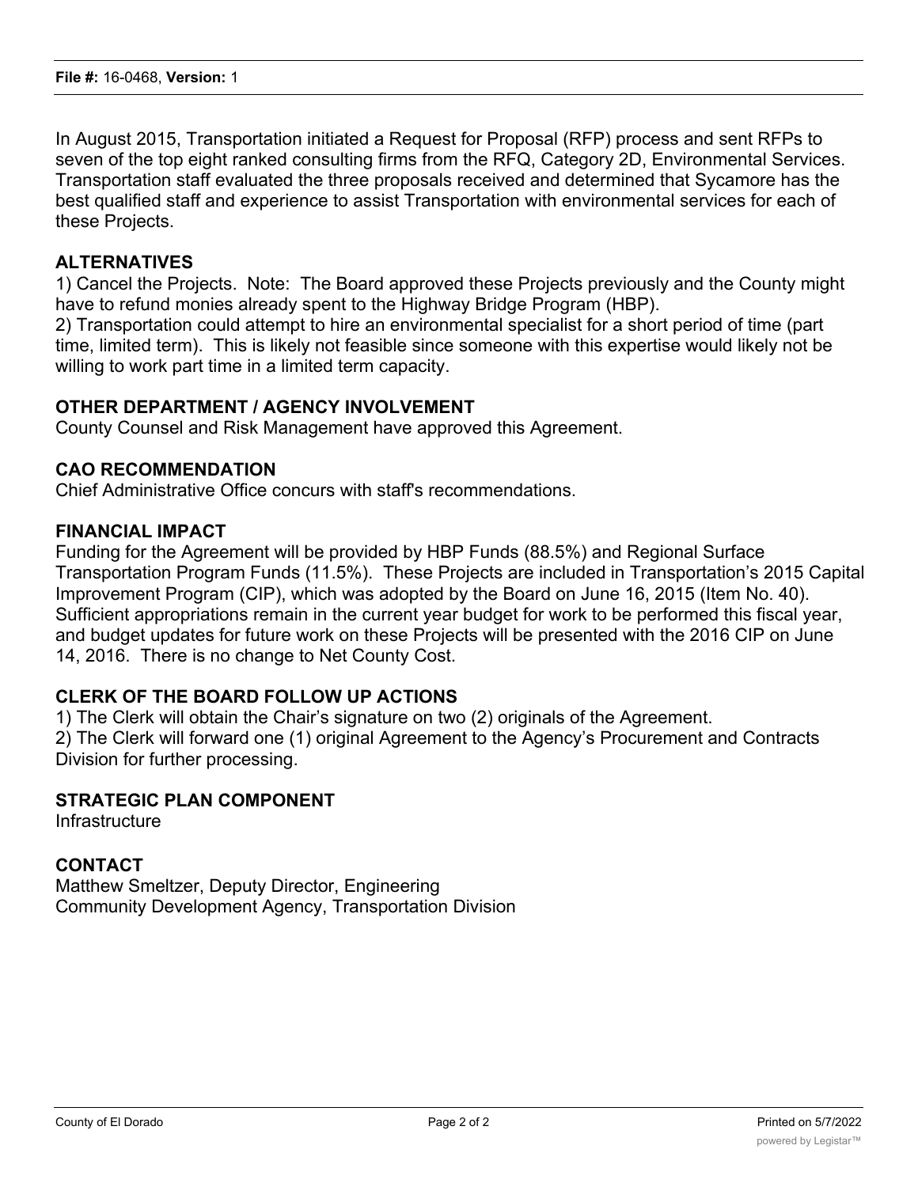In August 2015, Transportation initiated a Request for Proposal (RFP) process and sent RFPs to seven of the top eight ranked consulting firms from the RFQ, Category 2D, Environmental Services. Transportation staff evaluated the three proposals received and determined that Sycamore has the best qualified staff and experience to assist Transportation with environmental services for each of these Projects.

## ALTERNATIVES

1) Cancel the Projects. Note: The Board approved these Projects previously and the County might have to refund monies already spent to the Highway Bridge Program (HBP).
2) Transportation could attempt to hire an environmental specialist for a short period of time (part time, limited term). This is likely not feasible since someone with this expertise would likely not be willing to work part time in a limited term capacity.

## OTHER DEPARTMENT / AGENCY INVOLVEMENT

County Counsel and Risk Management have approved this Agreement.

## CAO RECOMMENDATION

Chief Administrative Office concurs with staff's recommendations.

## FINANCIAL IMPACT

Funding for the Agreement will be provided by HBP Funds (88.5%) and Regional Surface Transportation Program Funds (11.5%). These Projects are included in Transportation's 2015 Capital Improvement Program (CIP), which was adopted by the Board on June 16, 2015 (Item No. 40). Sufficient appropriations remain in the current year budget for work to be performed this fiscal year, and budget updates for future work on these Projects will be presented with the 2016 CIP on June 14, 2016. There is no change to Net County Cost.

## CLERK OF THE BOARD FOLLOW UP ACTIONS

1) The Clerk will obtain the Chair's signature on two (2) originals of the Agreement.
2) The Clerk will forward one (1) original Agreement to the Agency's Procurement and Contracts Division for further processing.

## STRATEGIC PLAN COMPONENT

Infrastructure

## CONTACT

Matthew Smeltzer, Deputy Director, Engineering
Community Development Agency, Transportation Division